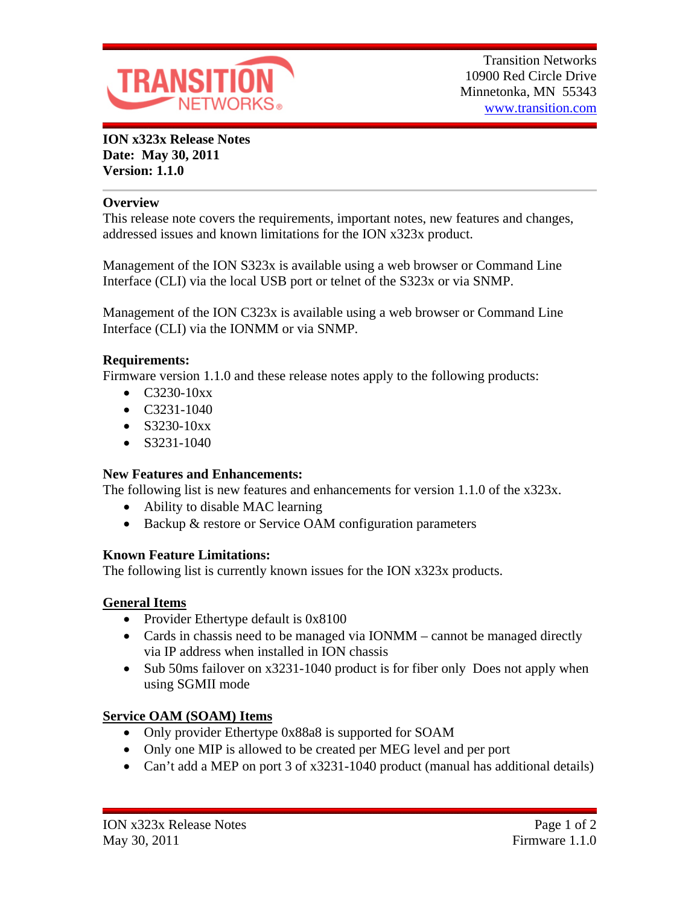Transition Networks
10900 Red Circle Drive
Minnetonka, MN 55343
www.transition.com

**ION x323x Release Notes**
**Date: May 30, 2011**
**Version: 1.1.0**

## Overview

This release note covers the requirements, important notes, new features and changes, addressed issues and known limitations for the ION x323x product.

Management of the ION S323x is available using a web browser or Command Line Interface (CLI) via the local USB port or telnet of the S323x or via SNMP.

Management of the ION C323x is available using a web browser or Command Line Interface (CLI) via the IONMM or via SNMP.

## Requirements:

Firmware version 1.1.0 and these release notes apply to the following products:

- C3230-10xx
- C3231-1040
- S3230-10xx
- S3231-1040

## New Features and Enhancements:

The following list is new features and enhancements for version 1.1.0 of the x323x.

- Ability to disable MAC learning
- Backup & restore or Service OAM configuration parameters

## Known Feature Limitations:

The following list is currently known issues for the ION x323x products.

### General Items

- Provider Ethertype default is 0x8100
- Cards in chassis need to be managed via IONMM – cannot be managed directly via IP address when installed in ION chassis
- Sub 50ms failover on x3231-1040 product is for fiber only  Does not apply when using SGMII mode

### Service OAM (SOAM) Items

- Only provider Ethertype 0x88a8 is supported for SOAM
- Only one MIP is allowed to be created per MEG level and per port
- Can't add a MEP on port 3 of x3231-1040 product (manual has additional details)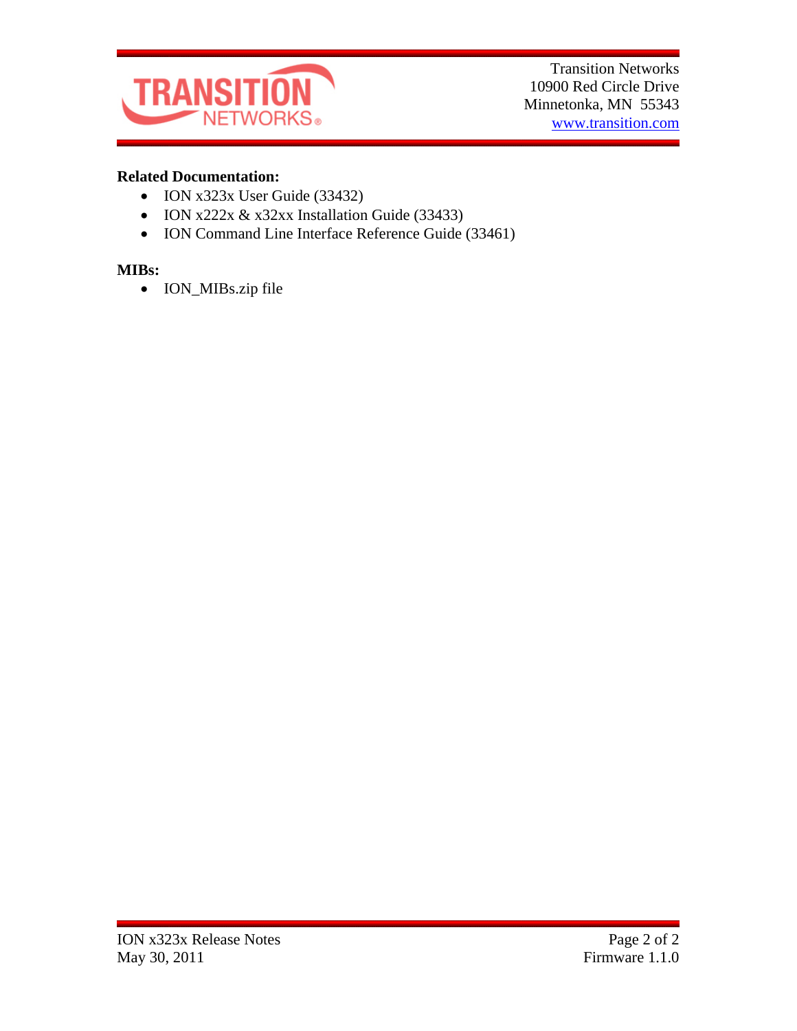**Related Documentation:**

- ION x323x User Guide (33432)
- ION x222x & x32xx Installation Guide (33433)
- ION Command Line Interface Reference Guide (33461)

**MIBs:**

- ION_MIBs.zip file